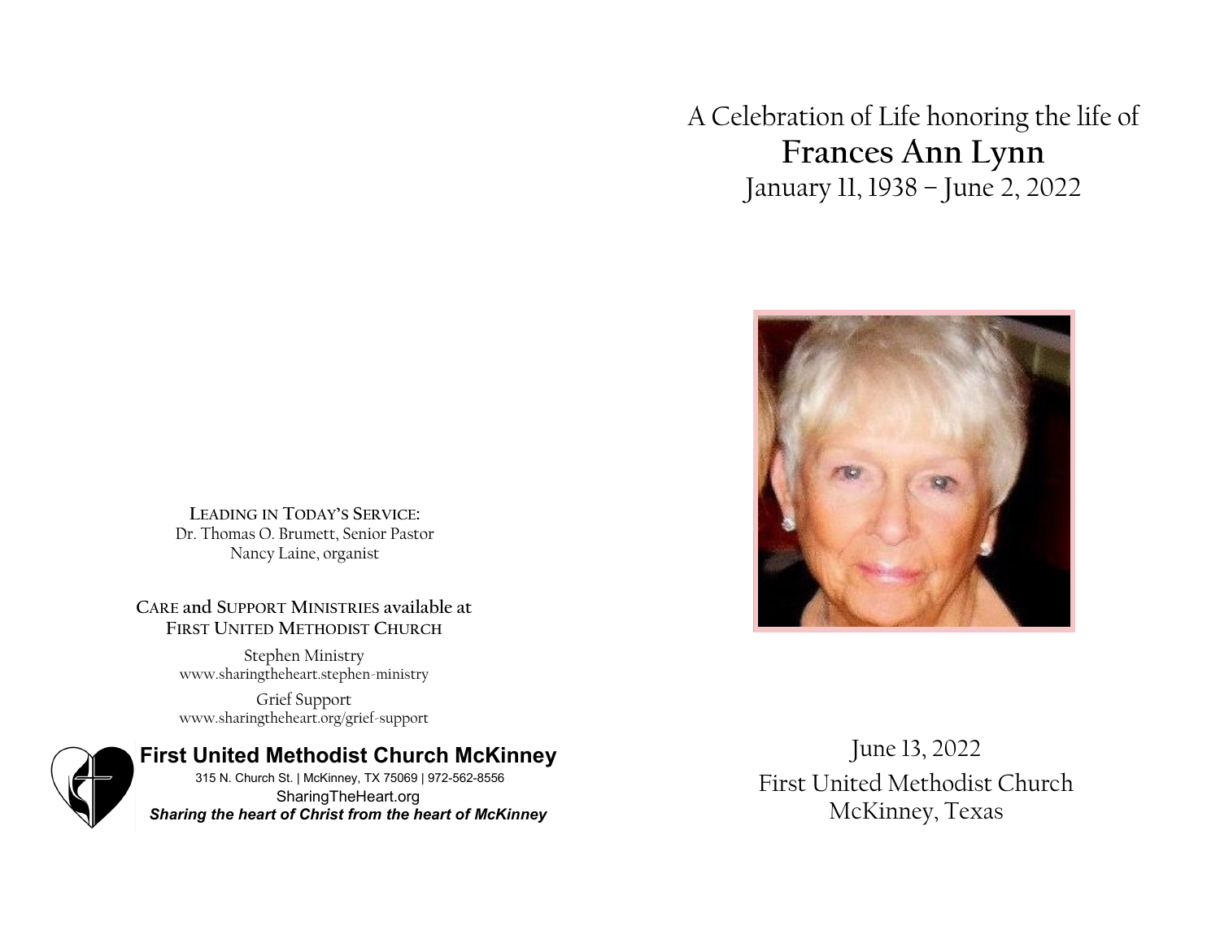**LEADING IN TODAY'S SERVICE:**
Dr. Thomas O. Brumett, Senior Pastor
Nancy Laine, organist

**CARE and SUPPORT MINISTRIES available at FIRST UNITED METHODIST CHURCH**

Stephen Ministry
www.sharingtheheart.stephen-ministry

Grief Support
www.sharingtheheart.org/grief-support

**First United Methodist Church McKinney**
315 N. Church St. | McKinney, TX 75069 | 972-562-8556
SharingTheHeart.org
***Sharing the heart of Christ from the heart of McKinney***

A Celebration of Life honoring the life of

# Frances Ann Lynn

January 11, 1938 – June 2, 2022

June 13, 2022
First United Methodist Church
McKinney, Texas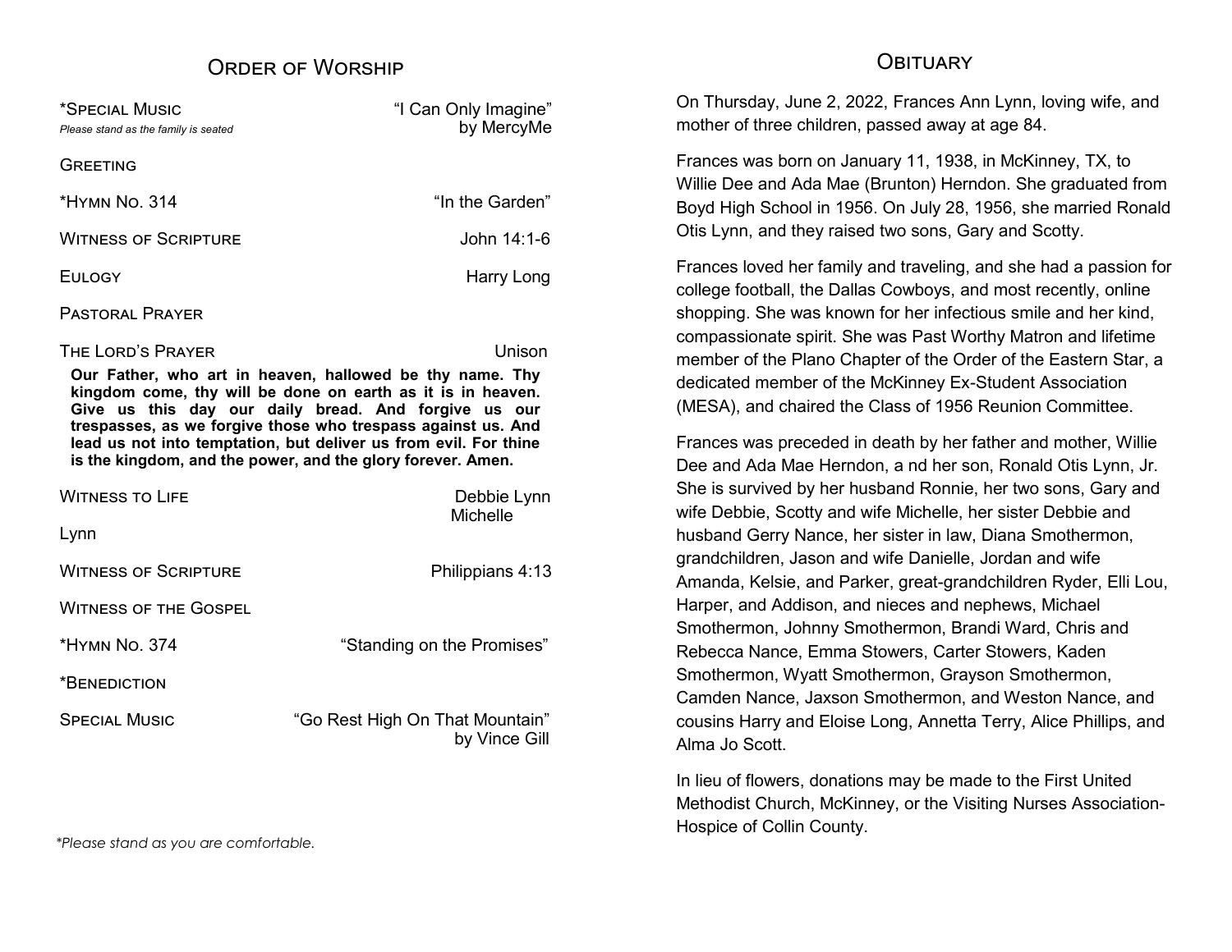## Order of Worship

| | |
|---|---|
| *Special Music<br>*Please stand as the family is seated* | "I Can Only Imagine" by MercyMe |
| Greeting | |
| *Hymn No. 314 | "In the Garden" |
| Witness of Scripture | John 14:1-6 |
| Eulogy | Harry Long |
| Pastoral Prayer | |
| The Lord's Prayer | Unison |

**Our Father, who art in heaven, hallowed be thy name. Thy kingdom come, thy will be done on earth as it is in heaven. Give us this day our daily bread. And forgive us our trespasses, as we forgive those who trespass against us. And lead us not into temptation, but deliver us from evil. For thine is the kingdom, and the power, and the glory forever. Amen.**

| | |
|---|---|
| Witness to Life | Debbie Lynn<br>Michelle Lynn |
| Witness of Scripture | Philippians 4:13 |
| Witness of the Gospel | |
| *Hymn No. 374 | "Standing on the Promises" |
| *Benediction | |
| Special Music | "Go Rest High On That Mountain" by Vince Gill |

*\*Please stand as you are comfortable.*

## Obituary

On Thursday, June 2, 2022, Frances Ann Lynn, loving wife, and mother of three children, passed away at age 84.

Frances was born on January 11, 1938, in McKinney, TX, to Willie Dee and Ada Mae (Brunton) Herndon. She graduated from Boyd High School in 1956. On July 28, 1956, she married Ronald Otis Lynn, and they raised two sons, Gary and Scotty.

Frances loved her family and traveling, and she had a passion for college football, the Dallas Cowboys, and most recently, online shopping. She was known for her infectious smile and her kind, compassionate spirit. She was Past Worthy Matron and lifetime member of the Plano Chapter of the Order of the Eastern Star, a dedicated member of the McKinney Ex-Student Association (MESA), and chaired the Class of 1956 Reunion Committee.

Frances was preceded in death by her father and mother, Willie Dee and Ada Mae Herndon, a nd her son, Ronald Otis Lynn, Jr. She is survived by her husband Ronnie, her two sons, Gary and wife Debbie, Scotty and wife Michelle, her sister Debbie and husband Gerry Nance, her sister in law, Diana Smothermon, grandchildren, Jason and wife Danielle, Jordan and wife Amanda, Kelsie, and Parker, great-grandchildren Ryder, Elli Lou, Harper, and Addison, and nieces and nephews, Michael Smothermon, Johnny Smothermon, Brandi Ward, Chris and Rebecca Nance, Emma Stowers, Carter Stowers, Kaden Smothermon, Wyatt Smothermon, Grayson Smothermon, Camden Nance, Jaxson Smothermon, and Weston Nance, and cousins Harry and Eloise Long, Annetta Terry, Alice Phillips, and Alma Jo Scott.

In lieu of flowers, donations may be made to the First United Methodist Church, McKinney, or the Visiting Nurses Association-Hospice of Collin County.